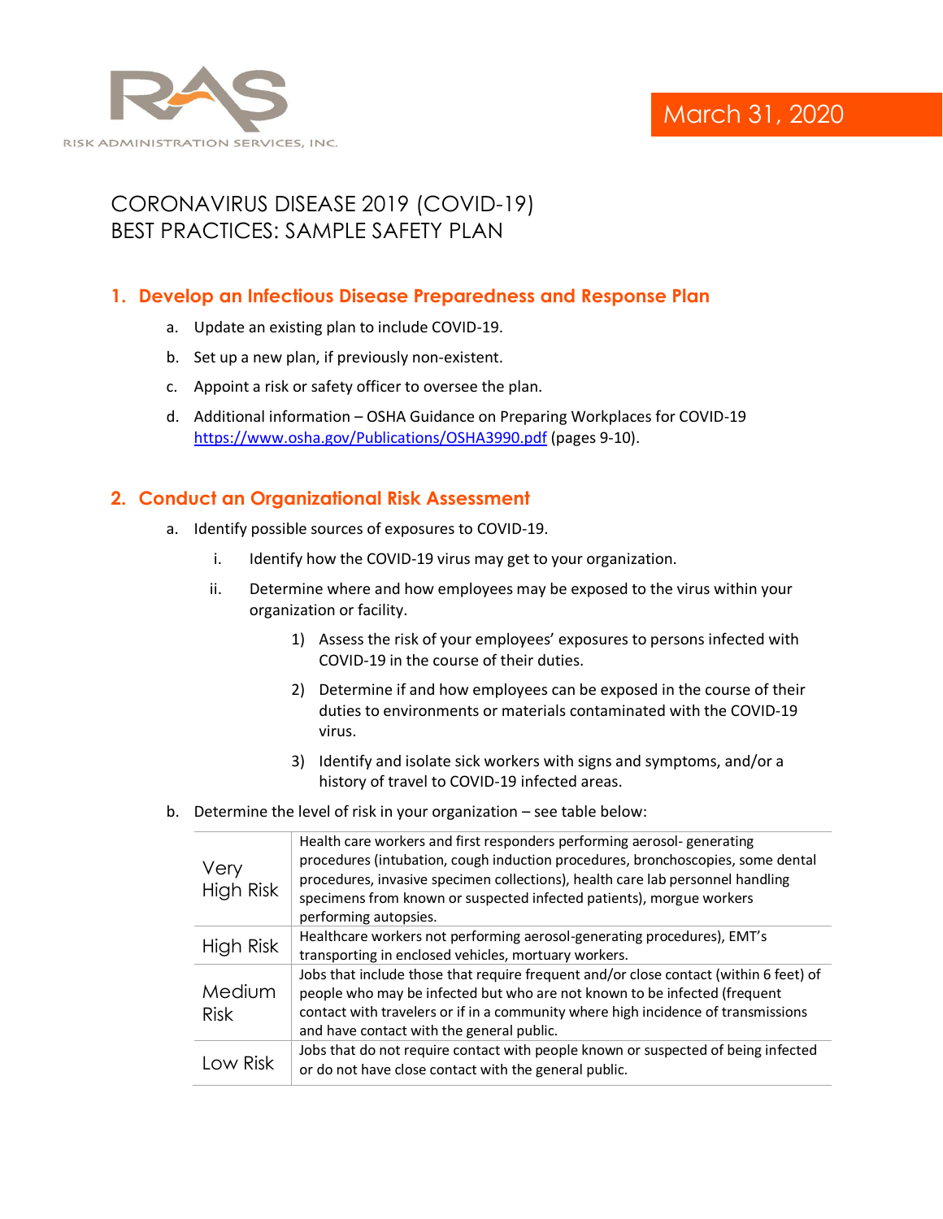RISK ADMINISTRATION SERVICES, INC.

March 31, 2020

# CORONAVIRUS DISEASE 2019 (COVID-19)
# BEST PRACTICES: SAMPLE SAFETY PLAN

## 1. Develop an Infectious Disease Preparedness and Response Plan

a. Update an existing plan to include COVID-19.

b. Set up a new plan, if previously non-existent.

c. Appoint a risk or safety officer to oversee the plan.

d. Additional information – OSHA Guidance on Preparing Workplaces for COVID-19 https://www.osha.gov/Publications/OSHA3990.pdf (pages 9-10).

## 2. Conduct an Organizational Risk Assessment

a. Identify possible sources of exposures to COVID-19.

   i. Identify how the COVID-19 virus may get to your organization.

   ii. Determine where and how employees may be exposed to the virus within your organization or facility.

      1) Assess the risk of your employees' exposures to persons infected with COVID-19 in the course of their duties.

      2) Determine if and how employees can be exposed in the course of their duties to environments or materials contaminated with the COVID-19 virus.

      3) Identify and isolate sick workers with signs and symptoms, and/or a history of travel to COVID-19 infected areas.

b. Determine the level of risk in your organization – see table below:

| Risk Level | Description |
|---|---|
| Very High Risk | Health care workers and first responders performing aerosol- generating procedures (intubation, cough induction procedures, bronchoscopies, some dental procedures, invasive specimen collections), health care lab personnel handling specimens from known or suspected infected patients), morgue workers performing autopsies. |
| High Risk | Healthcare workers not performing aerosol-generating procedures), EMT's transporting in enclosed vehicles, mortuary workers. |
| Medium Risk | Jobs that include those that require frequent and/or close contact (within 6 feet) of people who may be infected but who are not known to be infected (frequent contact with travelers or if in a community where high incidence of transmissions and have contact with the general public. |
| Low Risk | Jobs that do not require contact with people known or suspected of being infected or do not have close contact with the general public. |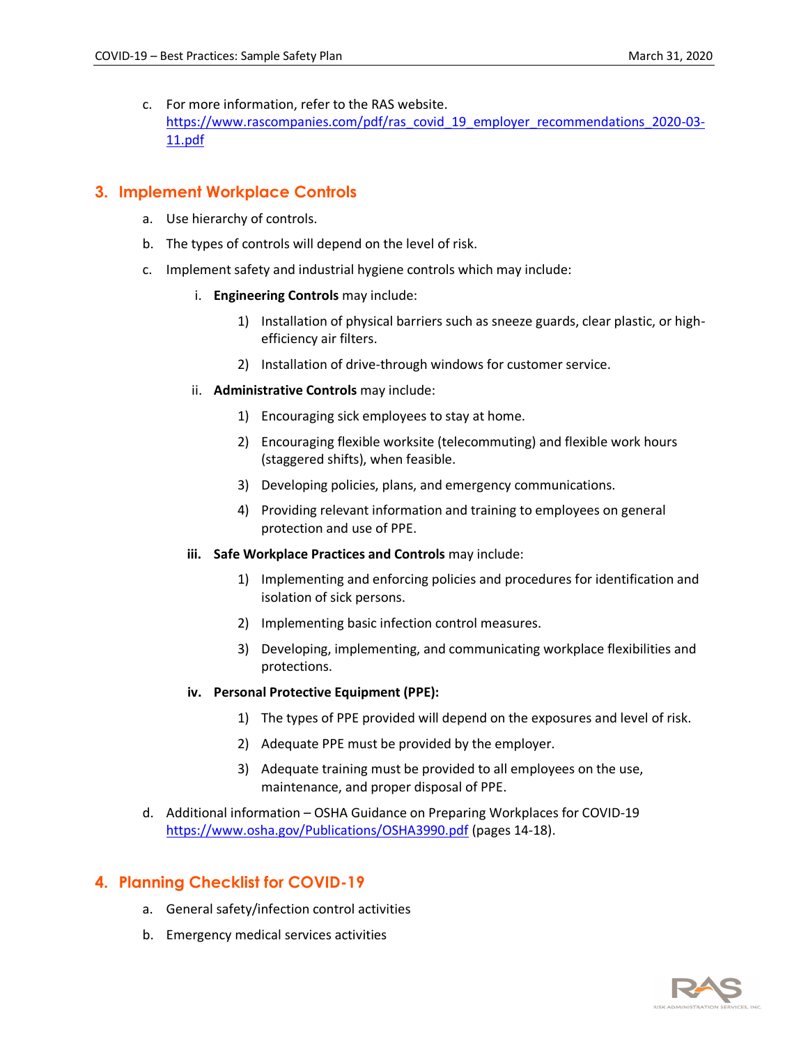c. For more information, refer to the RAS website. https://www.rascompanies.com/pdf/ras_covid_19_employer_recommendations_2020-03-11.pdf

## 3. Implement Workplace Controls

a. Use hierarchy of controls.

b. The types of controls will depend on the level of risk.

c. Implement safety and industrial hygiene controls which may include:

   i. **Engineering Controls** may include:

      1) Installation of physical barriers such as sneeze guards, clear plastic, or high-efficiency air filters.

      2) Installation of drive-through windows for customer service.

   ii. **Administrative Controls** may include:

      1) Encouraging sick employees to stay at home.

      2) Encouraging flexible worksite (telecommuting) and flexible work hours (staggered shifts), when feasible.

      3) Developing policies, plans, and emergency communications.

      4) Providing relevant information and training to employees on general protection and use of PPE.

   **iii. Safe Workplace Practices and Controls** may include:

      1) Implementing and enforcing policies and procedures for identification and isolation of sick persons.

      2) Implementing basic infection control measures.

      3) Developing, implementing, and communicating workplace flexibilities and protections.

   **iv. Personal Protective Equipment (PPE):**

      1) The types of PPE provided will depend on the exposures and level of risk.

      2) Adequate PPE must be provided by the employer.

      3) Adequate training must be provided to all employees on the use, maintenance, and proper disposal of PPE.

d. Additional information – OSHA Guidance on Preparing Workplaces for COVID-19 https://www.osha.gov/Publications/OSHA3990.pdf (pages 14-18).

## 4. Planning Checklist for COVID-19

a. General safety/infection control activities

b. Emergency medical services activities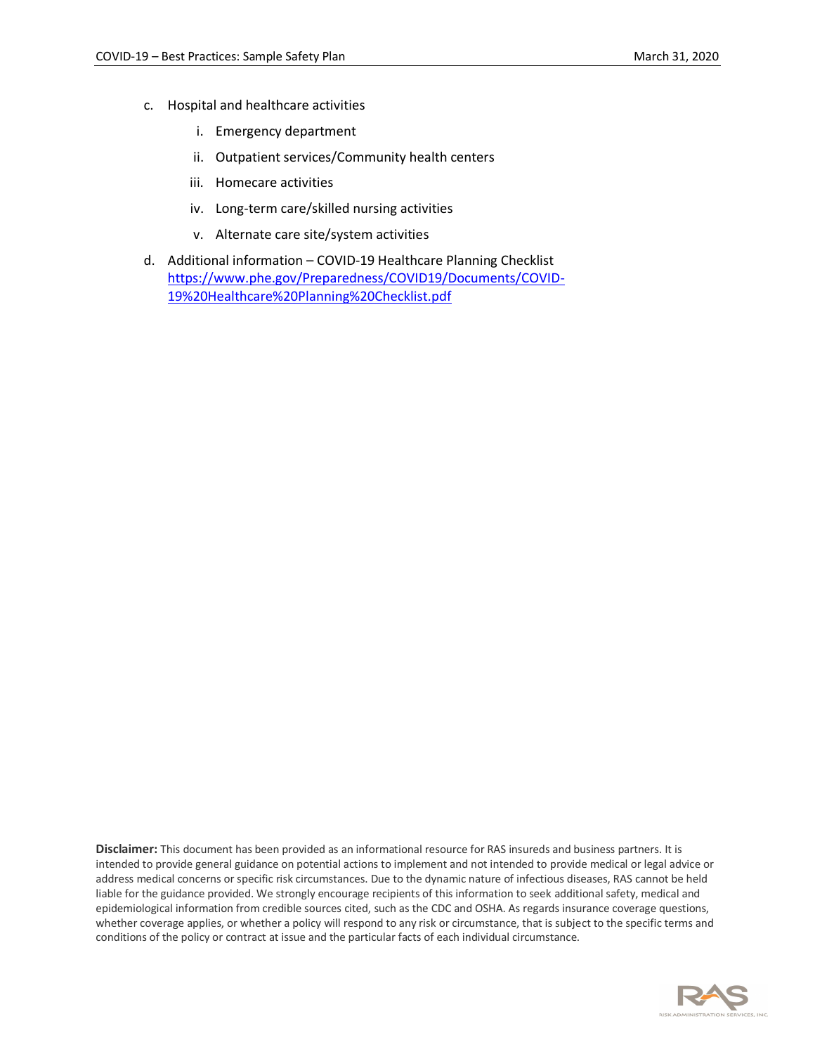c. Hospital and healthcare activities

   i. Emergency department

   ii. Outpatient services/Community health centers

   iii. Homecare activities

   iv. Long-term care/skilled nursing activities

   v. Alternate care site/system activities

d. Additional information – COVID-19 Healthcare Planning Checklist https://www.phe.gov/Preparedness/COVID19/Documents/COVID-19%20Healthcare%20Planning%20Checklist.pdf

**Disclaimer:** This document has been provided as an informational resource for RAS insureds and business partners. It is intended to provide general guidance on potential actions to implement and not intended to provide medical or legal advice or address medical concerns or specific risk circumstances. Due to the dynamic nature of infectious diseases, RAS cannot be held liable for the guidance provided. We strongly encourage recipients of this information to seek additional safety, medical and epidemiological information from credible sources cited, such as the CDC and OSHA. As regards insurance coverage questions, whether coverage applies, or whether a policy will respond to any risk or circumstance, that is subject to the specific terms and conditions of the policy or contract at issue and the particular facts of each individual circumstance.

RAS

RISK ADMINISTRATION SERVICES, INC.